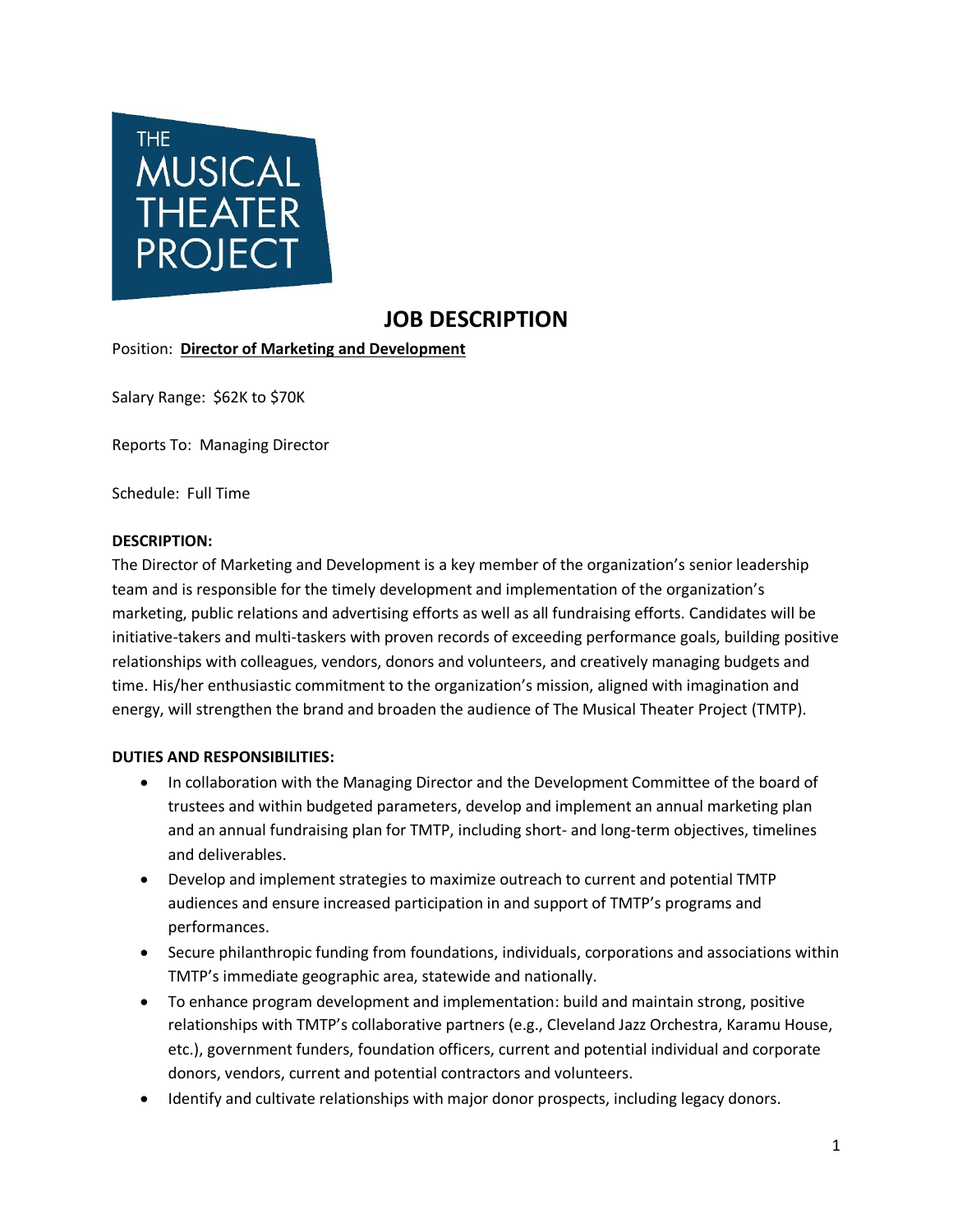THE MUSICAL THEATER PROJECT

# JOB DESCRIPTION

Position: **Director of Marketing and Development**

Salary Range: $62K to $70K

Reports To: Managing Director

Schedule: Full Time

**DESCRIPTION:**

The Director of Marketing and Development is a key member of the organization's senior leadership team and is responsible for the timely development and implementation of the organization's marketing, public relations and advertising efforts as well as all fundraising efforts. Candidates will be initiative-takers and multi-taskers with proven records of exceeding performance goals, building positive relationships with colleagues, vendors, donors and volunteers, and creatively managing budgets and time. His/her enthusiastic commitment to the organization's mission, aligned with imagination and energy, will strengthen the brand and broaden the audience of The Musical Theater Project (TMTP).

**DUTIES AND RESPONSIBILITIES:**

- In collaboration with the Managing Director and the Development Committee of the board of trustees and within budgeted parameters, develop and implement an annual marketing plan and an annual fundraising plan for TMTP, including short- and long-term objectives, timelines and deliverables.
- Develop and implement strategies to maximize outreach to current and potential TMTP audiences and ensure increased participation in and support of TMTP's programs and performances.
- Secure philanthropic funding from foundations, individuals, corporations and associations within TMTP's immediate geographic area, statewide and nationally.
- To enhance program development and implementation: build and maintain strong, positive relationships with TMTP's collaborative partners (e.g., Cleveland Jazz Orchestra, Karamu House, etc.), government funders, foundation officers, current and potential individual and corporate donors, vendors, current and potential contractors and volunteers.
- Identify and cultivate relationships with major donor prospects, including legacy donors.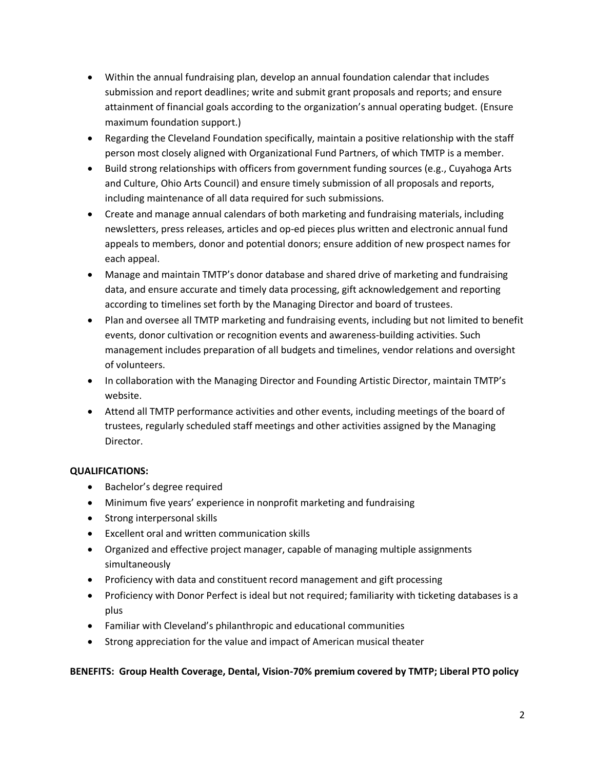- Within the annual fundraising plan, develop an annual foundation calendar that includes submission and report deadlines; write and submit grant proposals and reports; and ensure attainment of financial goals according to the organization's annual operating budget. (Ensure maximum foundation support.)
- Regarding the Cleveland Foundation specifically, maintain a positive relationship with the staff person most closely aligned with Organizational Fund Partners, of which TMTP is a member.
- Build strong relationships with officers from government funding sources (e.g., Cuyahoga Arts and Culture, Ohio Arts Council) and ensure timely submission of all proposals and reports, including maintenance of all data required for such submissions.
- Create and manage annual calendars of both marketing and fundraising materials, including newsletters, press releases, articles and op-ed pieces plus written and electronic annual fund appeals to members, donor and potential donors; ensure addition of new prospect names for each appeal.
- Manage and maintain TMTP's donor database and shared drive of marketing and fundraising data, and ensure accurate and timely data processing, gift acknowledgement and reporting according to timelines set forth by the Managing Director and board of trustees.
- Plan and oversee all TMTP marketing and fundraising events, including but not limited to benefit events, donor cultivation or recognition events and awareness-building activities. Such management includes preparation of all budgets and timelines, vendor relations and oversight of volunteers.
- In collaboration with the Managing Director and Founding Artistic Director, maintain TMTP's website.
- Attend all TMTP performance activities and other events, including meetings of the board of trustees, regularly scheduled staff meetings and other activities assigned by the Managing Director.

**QUALIFICATIONS:**

- Bachelor's degree required
- Minimum five years' experience in nonprofit marketing and fundraising
- Strong interpersonal skills
- Excellent oral and written communication skills
- Organized and effective project manager, capable of managing multiple assignments simultaneously
- Proficiency with data and constituent record management and gift processing
- Proficiency with Donor Perfect is ideal but not required; familiarity with ticketing databases is a plus
- Familiar with Cleveland's philanthropic and educational communities
- Strong appreciation for the value and impact of American musical theater

**BENEFITS: Group Health Coverage, Dental, Vision-70% premium covered by TMTP; Liberal PTO policy**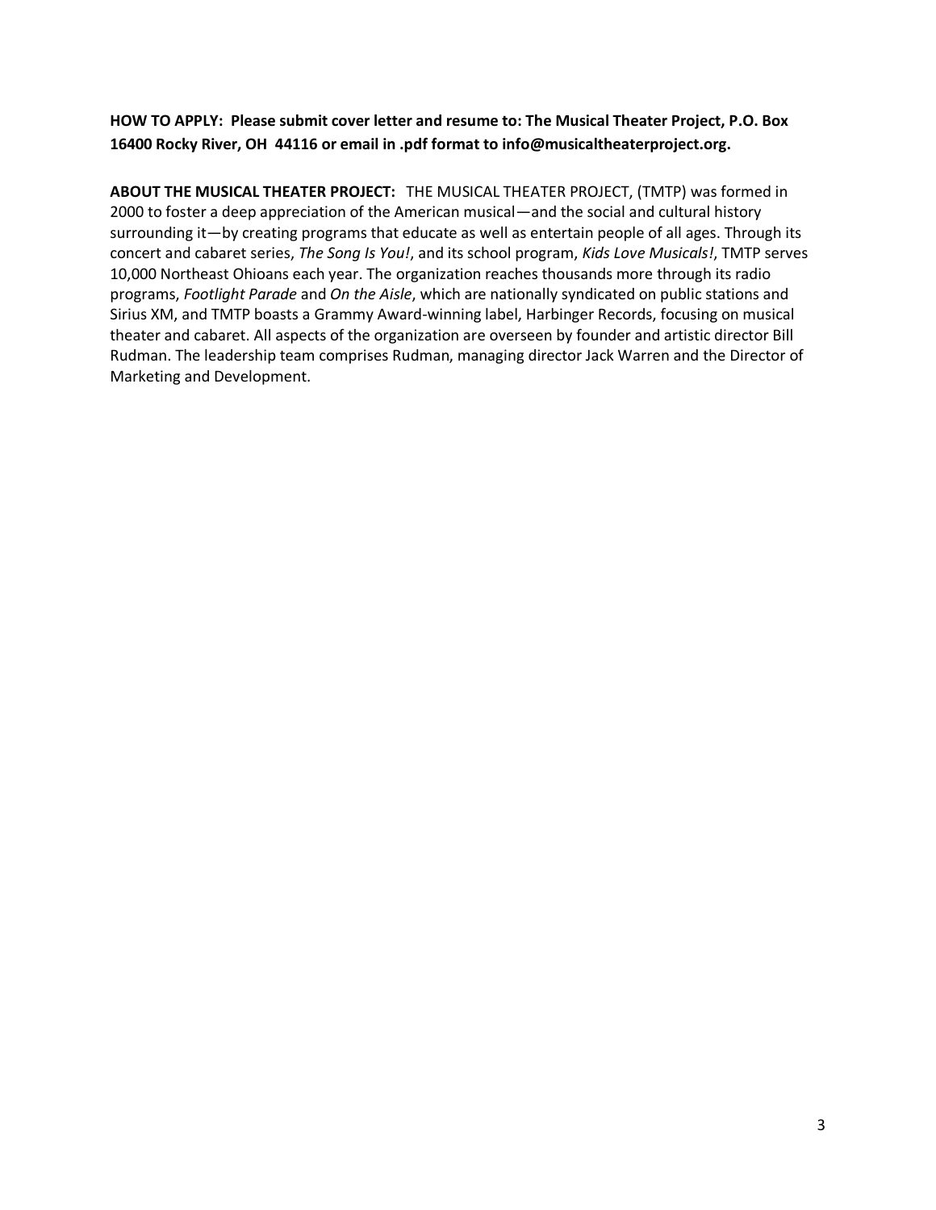**HOW TO APPLY: Please submit cover letter and resume to: The Musical Theater Project, P.O. Box 16400 Rocky River, OH 44116 or email in .pdf format to info@musicaltheaterproject.org.**

**ABOUT THE MUSICAL THEATER PROJECT:** THE MUSICAL THEATER PROJECT, (TMTP) was formed in 2000 to foster a deep appreciation of the American musical—and the social and cultural history surrounding it—by creating programs that educate as well as entertain people of all ages. Through its concert and cabaret series, *The Song Is You!*, and its school program, *Kids Love Musicals!*, TMTP serves 10,000 Northeast Ohioans each year. The organization reaches thousands more through its radio programs, *Footlight Parade* and *On the Aisle*, which are nationally syndicated on public stations and Sirius XM, and TMTP boasts a Grammy Award-winning label, Harbinger Records, focusing on musical theater and cabaret. All aspects of the organization are overseen by founder and artistic director Bill Rudman. The leadership team comprises Rudman, managing director Jack Warren and the Director of Marketing and Development.